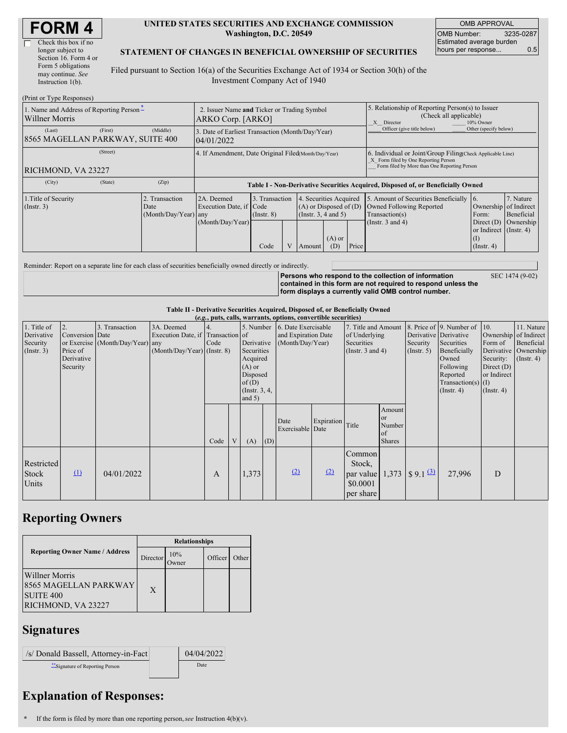# FORM 4

☐ Check this box if no longer subject to Section 16. Form 4 or Form 5 obligations may continue. *See* Instruction 1(b).

**UNITED STATES SECURITIES AND EXCHANGE COMMISSION**
**Washington, D.C. 20549**

**STATEMENT OF CHANGES IN BENEFICIAL OWNERSHIP OF SECURITIES**

Filed pursuant to Section 16(a) of the Securities Exchange Act of 1934 or Section 30(h) of the Investment Company Act of 1940

| OMB APPROVAL | |
|---|---|
| OMB Number: | 3235-0287 |
| Estimated average burden hours per response... | 0.5 |

(Print or Type Responses)

| 1. Name and Address of Reporting Person * | 2. Issuer Name and Ticker or Trading Symbol | 5. Relationship of Reporting Person(s) to Issuer (Check all applicable) |
|---|---|---|
| Willner Morris | ARKO Corp. [ARKO] | X Director ___ 10% Owner ___ Officer (give title below) ___ Other (specify below) |
| (Last) (First) (Middle) 8565 MAGELLAN PARKWAY, SUITE 400 | 3. Date of Earliest Transaction (Month/Day/Year) 04/01/2022 | |
| (Street) RICHMOND, VA 23227 | 4. If Amendment, Date Original Filed (Month/Day/Year) | 6. Individual or Joint/Group Filing (Check Applicable Line) X Form filed by One Reporting Person ___ Form filed by More than One Reporting Person |
| (City) (State) (Zip) | | |

**Table I - Non-Derivative Securities Acquired, Disposed of, or Beneficially Owned**

| 1.Title of Security (Instr. 3) | 2. Transaction Date (Month/Day/Year) | 2A. Deemed Execution Date, if any (Month/Day/Year) | 3. Transaction Code (Instr. 8) | | 4. Securities Acquired (A) or Disposed of (D) (Instr. 3, 4 and 5) | | | 5. Amount of Securities Beneficially Owned Following Reported Transaction(s) (Instr. 3 and 4) | 6. Ownership Form: Direct (D) or Indirect (I) (Instr. 4) | 7. Nature of Indirect Beneficial Ownership (Instr. 4) |
|---|---|---|---|---|---|---|---|---|---|---|
| | | | Code | V | Amount | (A) or (D) | Price | | | |

Reminder: Report on a separate line for each class of securities beneficially owned directly or indirectly.

**Persons who respond to the collection of information contained in this form are not required to respond unless the form displays a currently valid OMB control number.** SEC 1474 (9-02)

**Table II - Derivative Securities Acquired, Disposed of, or Beneficially Owned**
**(*e.g.*, puts, calls, warrants, options, convertible securities)**

| 1. Title of Derivative Security (Instr. 3) | 2. Conversion or Exercise Price of Derivative Security | 3. Transaction Date (Month/Day/Year) | 3A. Deemed Execution Date, if any (Month/Day/Year) | 4. Transaction Code (Instr. 8) | | 5. Number of Derivative Securities Acquired (A) or Disposed of (D) (Instr. 3, 4, and 5) | | 6. Date Exercisable and Expiration Date (Month/Day/Year) | | 7. Title and Amount of Underlying Securities (Instr. 3 and 4) | | 8. Price of Derivative Security (Instr. 5) | 9. Number of Derivative Securities Beneficially Owned Following Reported Transaction(s) (Instr. 4) | 10. Ownership Form of Derivative Security: Direct (D) or Indirect (I) (Instr. 4) | 11. Nature of Indirect Beneficial Ownership (Instr. 4) |
|---|---|---|---|---|---|---|---|---|---|---|---|---|---|---|---|
| | | | | Code | V | (A) | (D) | Date Exercisable | Expiration Date | Title | Amount or Number of Shares | | | | |
| Restricted Stock Units | (1) | 04/01/2022 | | A | | 1,373 | | (2) | (2) | Common Stock, par value $0.0001 per share | 1,373 | $ 9.1 (3) | 27,996 | D | |

## Reporting Owners

| Reporting Owner Name / Address | Relationships | | | |
|---|---|---|---|---|
| | Director | 10% Owner | Officer | Other |
| Willner Morris 8565 MAGELLAN PARKWAY SUITE 400 RICHMOND, VA 23227 | X | | | |

## Signatures

| /s/ Donald Bassell, Attorney-in-Fact | 04/04/2022 |
|---|---|
| **Signature of Reporting Person | Date |

## Explanation of Responses:

\* If the form is filed by more than one reporting person, *see* Instruction 4(b)(v).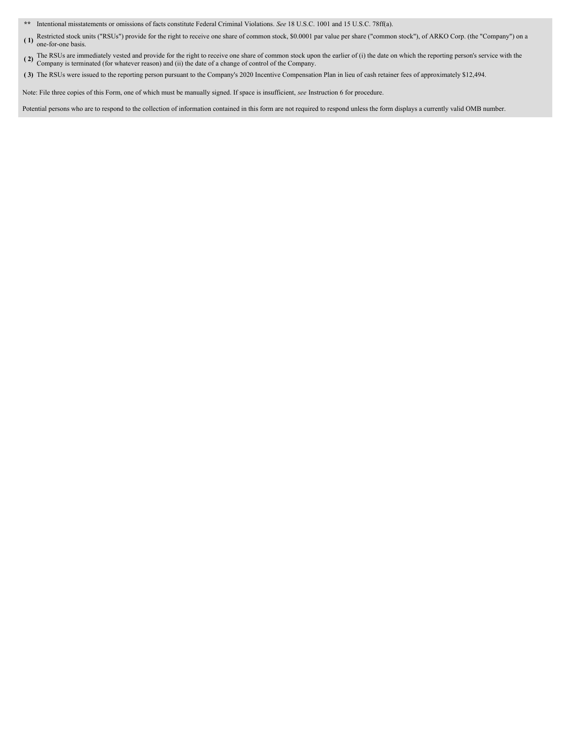** Intentional misstatements or omissions of facts constitute Federal Criminal Violations. *See* 18 U.S.C. 1001 and 15 U.S.C. 78ff(a).

**( 1)** Restricted stock units ("RSUs") provide for the right to receive one share of common stock, $0.0001 par value per share ("common stock"), of ARKO Corp. (the "Company") on a one-for-one basis.

**( 2)** The RSUs are immediately vested and provide for the right to receive one share of common stock upon the earlier of (i) the date on which the reporting person's service with the Company is terminated (for whatever reason) and (ii) the date of a change of control of the Company.

**( 3)** The RSUs were issued to the reporting person pursuant to the Company's 2020 Incentive Compensation Plan in lieu of cash retainer fees of approximately $12,494.

Note: File three copies of this Form, one of which must be manually signed. If space is insufficient, *see* Instruction 6 for procedure.

Potential persons who are to respond to the collection of information contained in this form are not required to respond unless the form displays a currently valid OMB number.